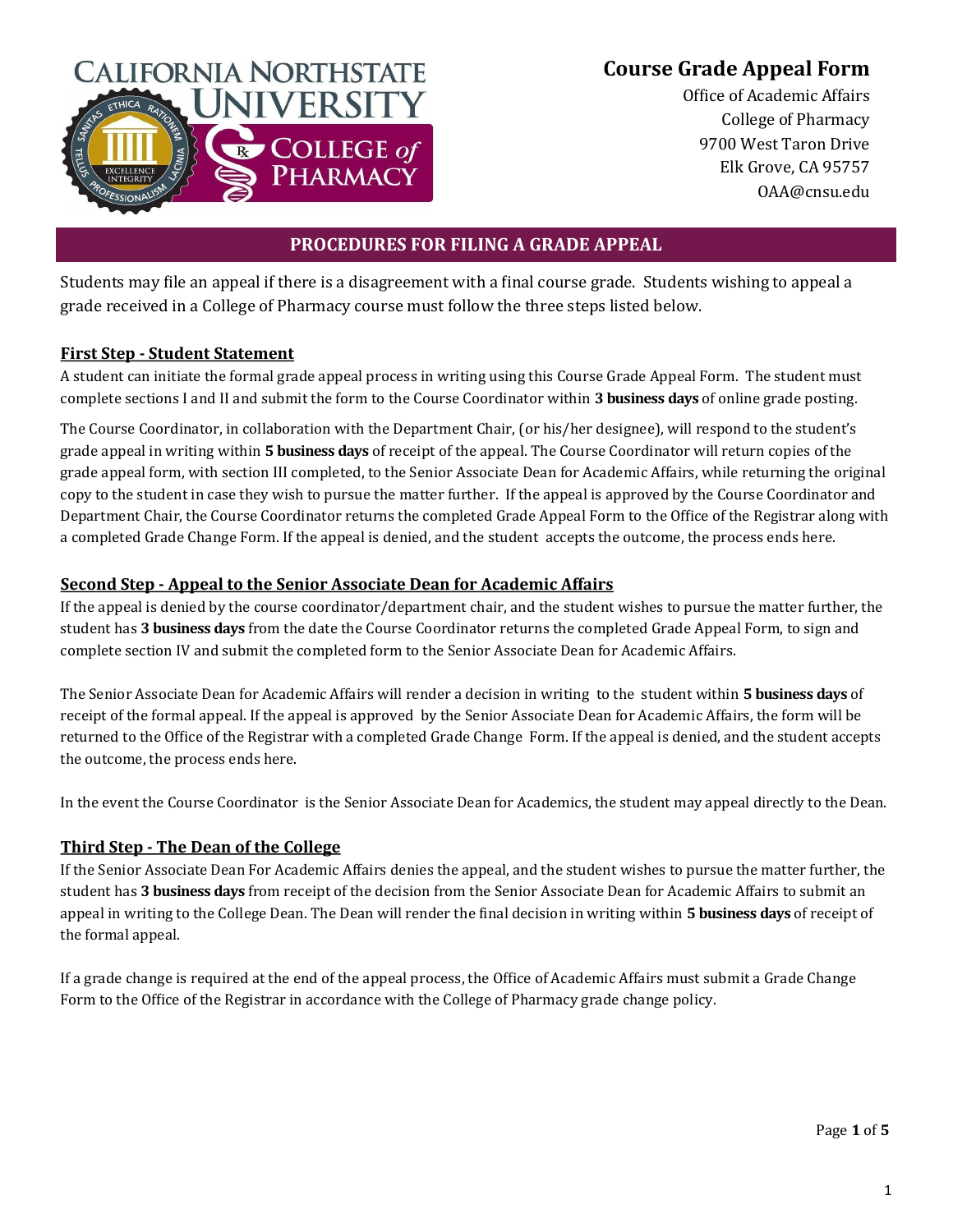# Course Grade Appeal Form

Office of Academic Affairs
College of Pharmacy
9700 West Taron Drive
Elk Grove, CA 95757
OAA@cnsu.edu

## PROCEDURES FOR FILING A GRADE APPEAL

Students may file an appeal if there is a disagreement with a final course grade. Students wishing to appeal a grade received in a College of Pharmacy course must follow the three steps listed below.

### First Step - Student Statement

A student can initiate the formal grade appeal process in writing using this Course Grade Appeal Form. The student must complete sections I and II and submit the form to the Course Coordinator within **3 business days** of online grade posting.

The Course Coordinator, in collaboration with the Department Chair, (or his/her designee), will respond to the student's grade appeal in writing within **5 business days** of receipt of the appeal. The Course Coordinator will return copies of the grade appeal form, with section III completed, to the Senior Associate Dean for Academic Affairs, while returning the original copy to the student in case they wish to pursue the matter further. If the appeal is approved by the Course Coordinator and Department Chair, the Course Coordinator returns the completed Grade Appeal Form to the Office of the Registrar along with a completed Grade Change Form. If the appeal is denied, and the student accepts the outcome, the process ends here.

### Second Step - Appeal to the Senior Associate Dean for Academic Affairs

If the appeal is denied by the course coordinator/department chair, and the student wishes to pursue the matter further, the student has **3 business days** from the date the Course Coordinator returns the completed Grade Appeal Form, to sign and complete section IV and submit the completed form to the Senior Associate Dean for Academic Affairs.

The Senior Associate Dean for Academic Affairs will render a decision in writing to the student within **5 business days** of receipt of the formal appeal. If the appeal is approved by the Senior Associate Dean for Academic Affairs, the form will be returned to the Office of the Registrar with a completed Grade Change Form. If the appeal is denied, and the student accepts the outcome, the process ends here.

In the event the Course Coordinator is the Senior Associate Dean for Academics, the student may appeal directly to the Dean.

### Third Step - The Dean of the College

If the Senior Associate Dean For Academic Affairs denies the appeal, and the student wishes to pursue the matter further, the student has **3 business days** from receipt of the decision from the Senior Associate Dean for Academic Affairs to submit an appeal in writing to the College Dean. The Dean will render the final decision in writing within **5 business days** of receipt of the formal appeal.

If a grade change is required at the end of the appeal process, the Office of Academic Affairs must submit a Grade Change Form to the Office of the Registrar in accordance with the College of Pharmacy grade change policy.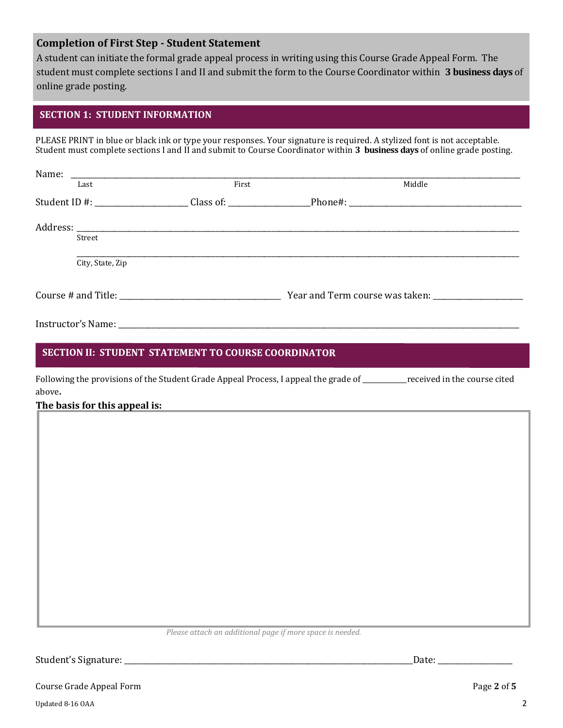## Completion of First Step - Student Statement

A student can initiate the formal grade appeal process in writing using this Course Grade Appeal Form. The student must complete sections I and II and submit the form to the Course Coordinator within **3 business days** of online grade posting.

## SECTION 1: STUDENT INFORMATION

PLEASE PRINT in blue or black ink or type your responses. Your signature is required. A stylized font is not acceptable. Student must complete sections I and II and submit to Course Coordinator within **3 business days** of online grade posting.

Name: ______________________________________________________________________________

Last &nbsp;&nbsp;&nbsp;&nbsp;&nbsp;&nbsp;&nbsp;&nbsp;&nbsp;&nbsp; First &nbsp;&nbsp;&nbsp;&nbsp;&nbsp;&nbsp;&nbsp;&nbsp;&nbsp;&nbsp; Middle

Student ID #: ____________________ Class of: __________________ Phone#: _____________________________________

Address: _____________________________________________________________________________

Street

_____________________________________________________________________________

City, State, Zip

Course # and Title: ____________________________________ Year and Term course was taken: ____________________

Instructor's Name: ______________________________________________________________________

## SECTION II: STUDENT STATEMENT TO COURSE COORDINATOR

Following the provisions of the Student Grade Appeal Process, I appeal the grade of __________ received in the course cited above.

**The basis for this appeal is:**

*Please attach an additional page if more space is needed.*

Student's Signature: ________________________________________________________ Date: ________________

Course Grade Appeal Form

Updated 8-16 OAA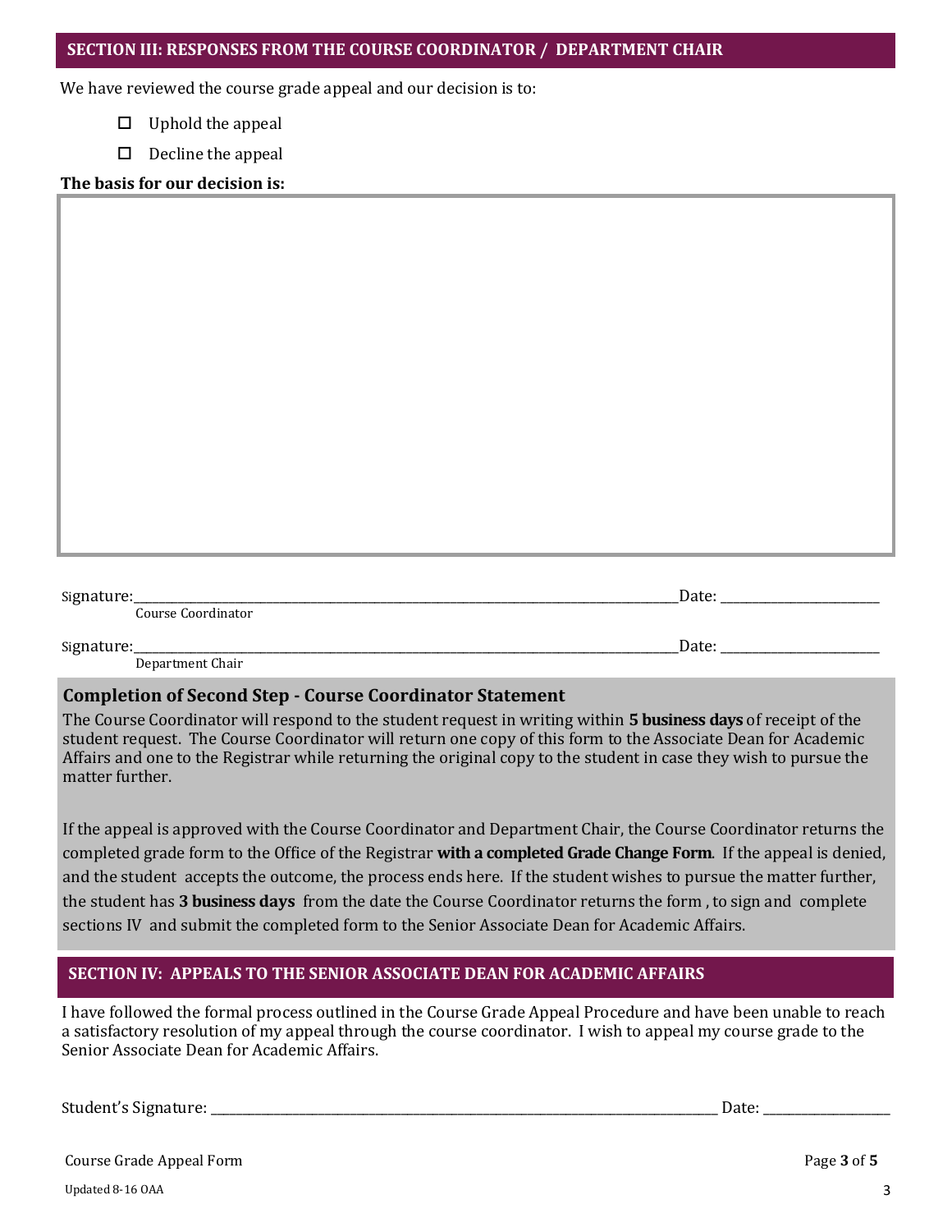## SECTION III: RESPONSES FROM THE COURSE COORDINATOR / DEPARTMENT CHAIR

We have reviewed the course grade appeal and our decision is to:

- ☐ Uphold the appeal
- ☐ Decline the appeal

**The basis for our decision is:**

Signature:______________________________________________________________Date: ____________________
Course Coordinator

Signature:______________________________________________________________Date: ____________________
Department Chair

### Completion of Second Step - Course Coordinator Statement

The Course Coordinator will respond to the student request in writing within **5 business days** of receipt of the student request. The Course Coordinator will return one copy of this form to the Associate Dean for Academic Affairs and one to the Registrar while returning the original copy to the student in case they wish to pursue the matter further.

If the appeal is approved with the Course Coordinator and Department Chair, the Course Coordinator returns the completed grade form to the Office of the Registrar **with a completed Grade Change Form**. If the appeal is denied, and the student accepts the outcome, the process ends here. If the student wishes to pursue the matter further, the student has **3 business days** from the date the Course Coordinator returns the form , to sign and complete sections IV and submit the completed form to the Senior Associate Dean for Academic Affairs.

## SECTION IV: APPEALS TO THE SENIOR ASSOCIATE DEAN FOR ACADEMIC AFFAIRS

I have followed the formal process outlined in the Course Grade Appeal Procedure and have been unable to reach a satisfactory resolution of my appeal through the course coordinator. I wish to appeal my course grade to the Senior Associate Dean for Academic Affairs.

Student's Signature: ______________________________________________________ Date: ______________

Updated 8-16 OAA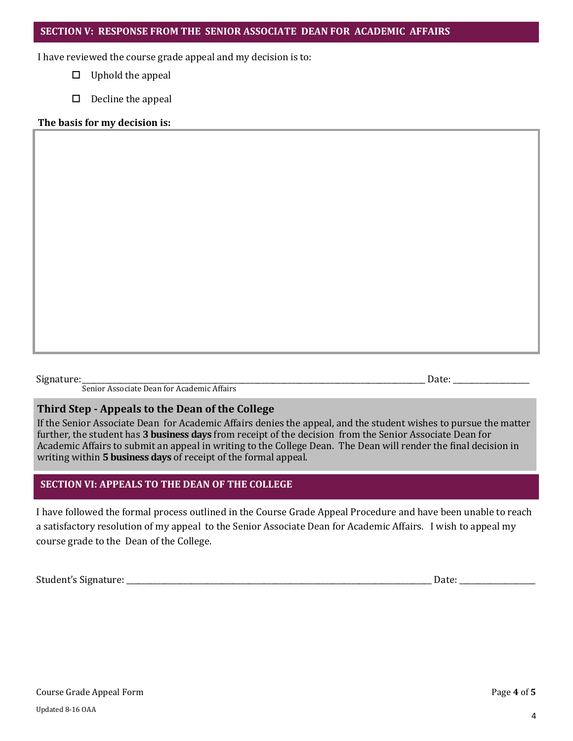## SECTION V: RESPONSE FROM THE SENIOR ASSOCIATE DEAN FOR ACADEMIC AFFAIRS

I have reviewed the course grade appeal and my decision is to:

- ☐ Uphold the appeal
- ☐ Decline the appeal

**The basis for my decision is:**

Signature:\_\_\_\_\_\_\_\_\_\_\_\_\_\_\_\_\_\_\_\_\_\_\_\_\_\_\_\_\_\_\_\_\_\_\_\_\_\_\_\_\_\_\_\_\_\_\_\_\_\_\_\_\_\_\_\_\_\_\_\_ Date: \_\_\_\_\_\_\_\_\_\_\_\_\_\_\_\_
Senior Associate Dean for Academic Affairs

### Third Step - Appeals to the Dean of the College

If the Senior Associate Dean for Academic Affairs denies the appeal, and the student wishes to pursue the matter further, the student has **3 business days** from receipt of the decision from the Senior Associate Dean for Academic Affairs to submit an appeal in writing to the College Dean. The Dean will render the final decision in writing within **5 business days** of receipt of the formal appeal.

## SECTION VI: APPEALS TO THE DEAN OF THE COLLEGE

I have followed the formal process outlined in the Course Grade Appeal Procedure and have been unable to reach a satisfactory resolution of my appeal to the Senior Associate Dean for Academic Affairs. I wish to appeal my course grade to the Dean of the College.

Student's Signature: \_\_\_\_\_\_\_\_\_\_\_\_\_\_\_\_\_\_\_\_\_\_\_\_\_\_\_\_\_\_\_\_\_\_\_\_\_\_\_\_\_\_\_\_\_\_\_\_\_\_\_\_\_\_ Date: \_\_\_\_\_\_\_\_\_\_\_\_\_\_\_\_

Updated 8-16 OAA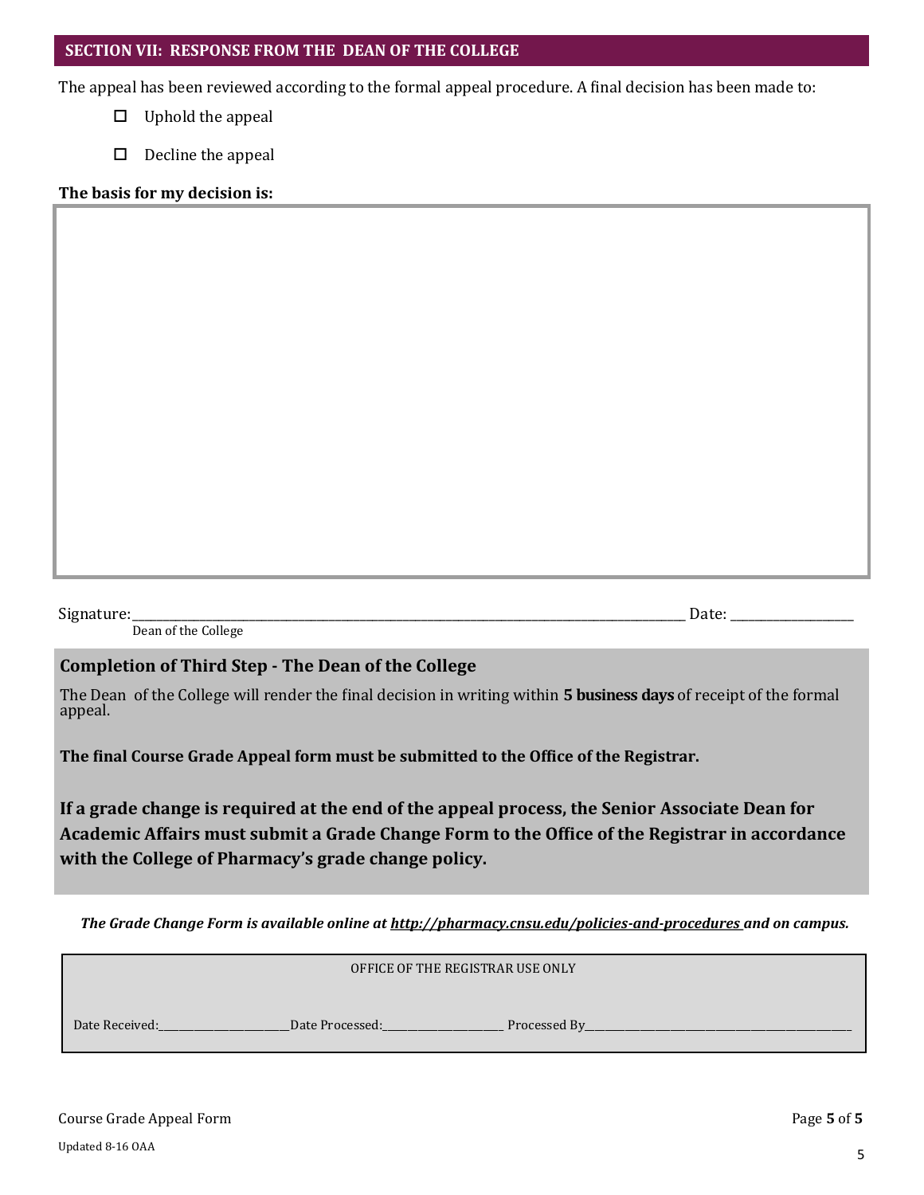## SECTION VII: RESPONSE FROM THE DEAN OF THE COLLEGE

The appeal has been reviewed according to the formal appeal procedure. A final decision has been made to:

- ☐ Uphold the appeal
- ☐ Decline the appeal

**The basis for my decision is:**

Signature:______________________________________________ Date: ____________

Dean of the College

### Completion of Third Step - The Dean of the College

The Dean of the College will render the final decision in writing within **5 business days** of receipt of the formal appeal.

**The final Course Grade Appeal form must be submitted to the Office of the Registrar.**

**If a grade change is required at the end of the appeal process, the Senior Associate Dean for Academic Affairs must submit a Grade Change Form to the Office of the Registrar in accordance with the College of Pharmacy's grade change policy.**

***The Grade Change Form is available online at http://pharmacy.cnsu.edu/policies-and-procedures and on campus.***

OFFICE OF THE REGISTRAR USE ONLY

Date Received:______________ Date Processed:______________ Processed By______________________

Course Grade Appeal Form

Updated 8-16 OAA